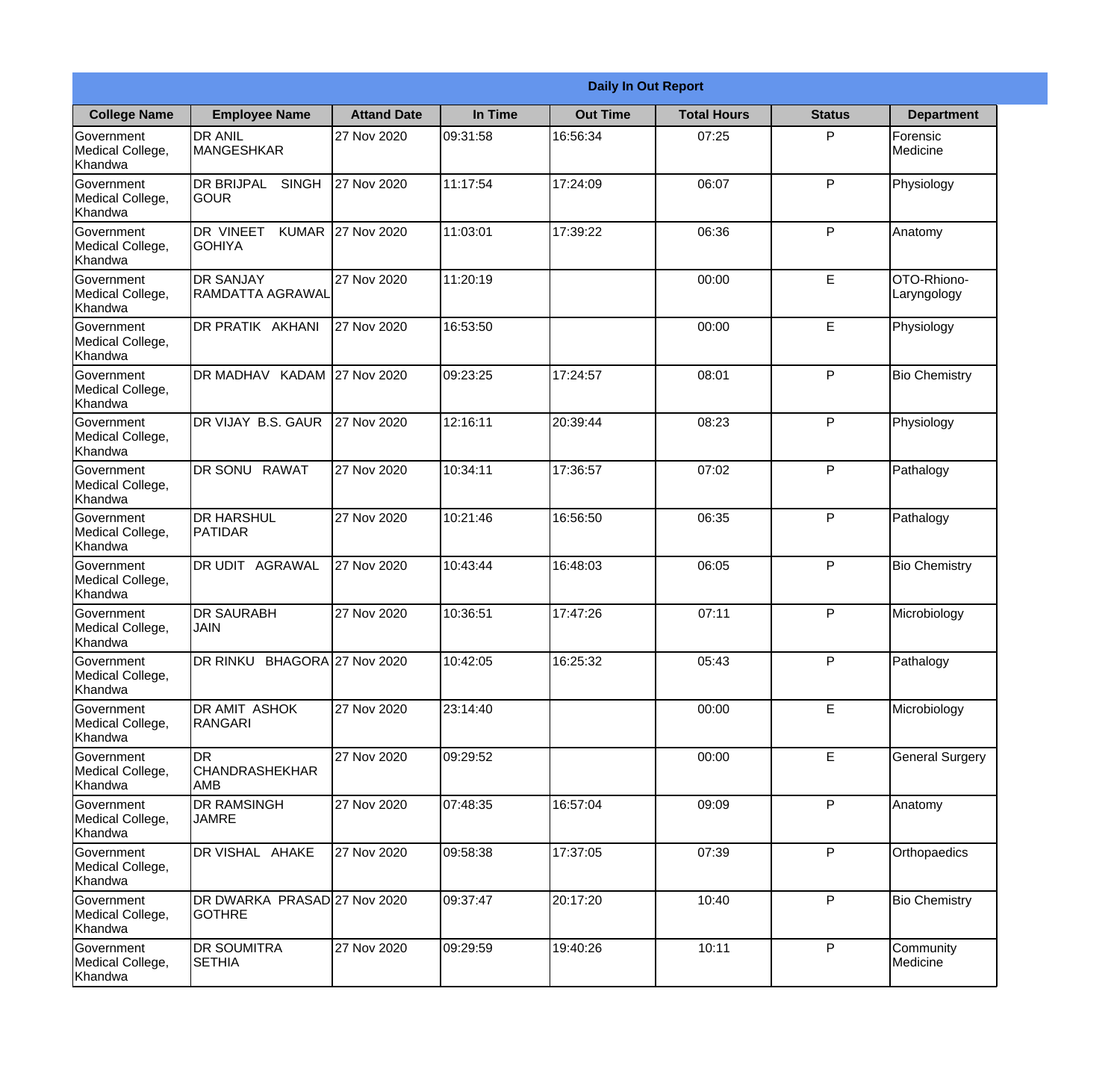| Daily In Out Report | | | | | | | |
|---|---|---|---|---|---|---|---|
| **College Name** | **Employee Name** | **Attand Date** | **In Time** | **Out Time** | **Total Hours** | **Status** | **Department** |
| Government Medical College, Khandwa | DR ANIL MANGESHKAR | 27 Nov 2020 | 09:31:58 | 16:56:34 | 07:25 | P | Forensic Medicine |
| Government Medical College, Khandwa | DR BRIJPAL SINGH GOUR | 27 Nov 2020 | 11:17:54 | 17:24:09 | 06:07 | P | Physiology |
| Government Medical College, Khandwa | DR VINEET KUMAR GOHIYA | 27 Nov 2020 | 11:03:01 | 17:39:22 | 06:36 | P | Anatomy |
| Government Medical College, Khandwa | DR SANJAY RAMDATTA AGRAWAL | 27 Nov 2020 | 11:20:19 | | 00:00 | E | OTO-Rhiono-Laryngology |
| Government Medical College, Khandwa | DR PRATIK AKHANI | 27 Nov 2020 | 16:53:50 | | 00:00 | E | Physiology |
| Government Medical College, Khandwa | DR MADHAV KADAM | 27 Nov 2020 | 09:23:25 | 17:24:57 | 08:01 | P | Bio Chemistry |
| Government Medical College, Khandwa | DR VIJAY B.S. GAUR | 27 Nov 2020 | 12:16:11 | 20:39:44 | 08:23 | P | Physiology |
| Government Medical College, Khandwa | DR SONU RAWAT | 27 Nov 2020 | 10:34:11 | 17:36:57 | 07:02 | P | Pathalogy |
| Government Medical College, Khandwa | DR HARSHUL PATIDAR | 27 Nov 2020 | 10:21:46 | 16:56:50 | 06:35 | P | Pathalogy |
| Government Medical College, Khandwa | DR UDIT AGRAWAL | 27 Nov 2020 | 10:43:44 | 16:48:03 | 06:05 | P | Bio Chemistry |
| Government Medical College, Khandwa | DR SAURABH JAIN | 27 Nov 2020 | 10:36:51 | 17:47:26 | 07:11 | P | Microbiology |
| Government Medical College, Khandwa | DR RINKU BHAGORA | 27 Nov 2020 | 10:42:05 | 16:25:32 | 05:43 | P | Pathalogy |
| Government Medical College, Khandwa | DR AMIT ASHOK RANGARI | 27 Nov 2020 | 23:14:40 | | 00:00 | E | Microbiology |
| Government Medical College, Khandwa | DR CHANDRASHEKHAR AMB | 27 Nov 2020 | 09:29:52 | | 00:00 | E | General Surgery |
| Government Medical College, Khandwa | DR RAMSINGH JAMRE | 27 Nov 2020 | 07:48:35 | 16:57:04 | 09:09 | P | Anatomy |
| Government Medical College, Khandwa | DR VISHAL AHAKE | 27 Nov 2020 | 09:58:38 | 17:37:05 | 07:39 | P | Orthopaedics |
| Government Medical College, Khandwa | DR DWARKA PRASAD GOTHRE | 27 Nov 2020 | 09:37:47 | 20:17:20 | 10:40 | P | Bio Chemistry |
| Government Medical College, Khandwa | DR SOUMITRA SETHIA | 27 Nov 2020 | 09:29:59 | 19:40:26 | 10:11 | P | Community Medicine |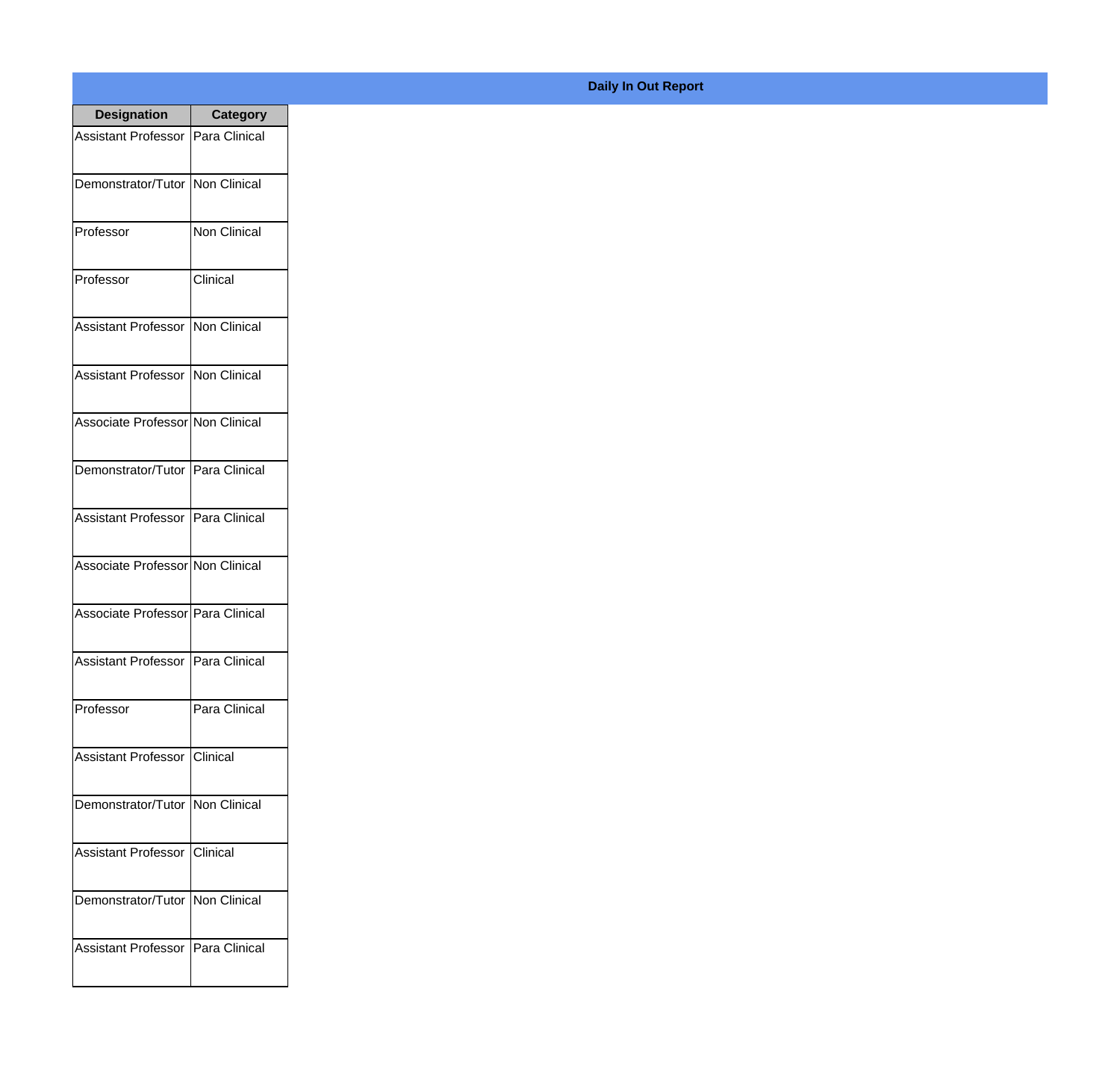## Daily In Out Report

| Designation | Category |
|---|---|
| Assistant Professor | Para Clinical |
| Demonstrator/Tutor | Non Clinical |
| Professor | Non Clinical |
| Professor | Clinical |
| Assistant Professor | Non Clinical |
| Assistant Professor | Non Clinical |
| Associate Professor | Non Clinical |
| Demonstrator/Tutor | Para Clinical |
| Assistant Professor | Para Clinical |
| Associate Professor | Non Clinical |
| Associate Professor | Para Clinical |
| Assistant Professor | Para Clinical |
| Professor | Para Clinical |
| Assistant Professor | Clinical |
| Demonstrator/Tutor | Non Clinical |
| Assistant Professor | Clinical |
| Demonstrator/Tutor | Non Clinical |
| Assistant Professor | Para Clinical |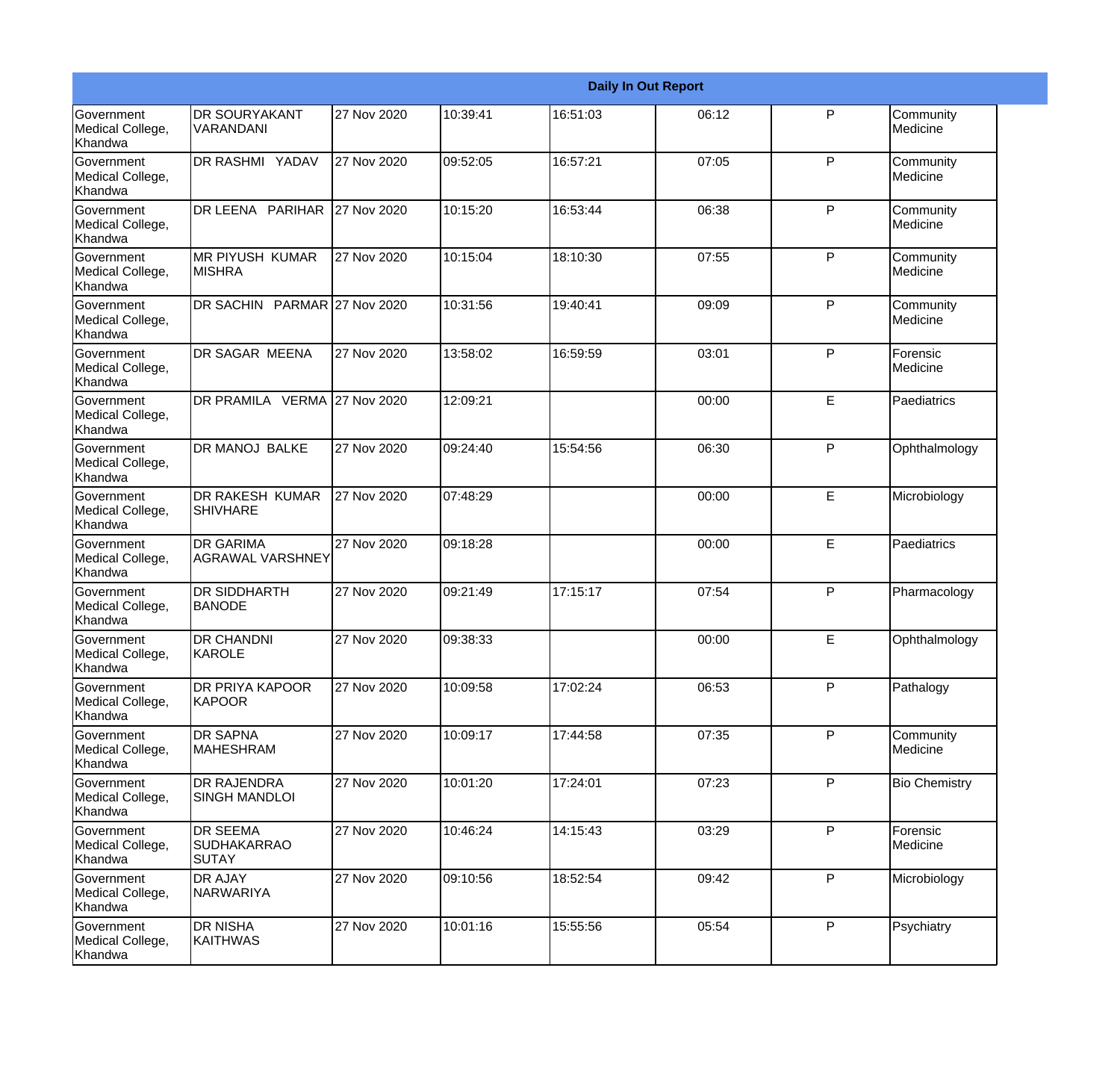| Daily In Out Report | | | | | | | |
|---|---|---|---|---|---|---|---|
| Government Medical College, Khandwa | DR SOURYAKANT VARANDANI | 27 Nov 2020 | 10:39:41 | 16:51:03 | 06:12 | P | Community Medicine |
| Government Medical College, Khandwa | DR RASHMI YADAV | 27 Nov 2020 | 09:52:05 | 16:57:21 | 07:05 | P | Community Medicine |
| Government Medical College, Khandwa | DR LEENA PARIHAR | 27 Nov 2020 | 10:15:20 | 16:53:44 | 06:38 | P | Community Medicine |
| Government Medical College, Khandwa | MR PIYUSH KUMAR MISHRA | 27 Nov 2020 | 10:15:04 | 18:10:30 | 07:55 | P | Community Medicine |
| Government Medical College, Khandwa | DR SACHIN PARMAR | 27 Nov 2020 | 10:31:56 | 19:40:41 | 09:09 | P | Community Medicine |
| Government Medical College, Khandwa | DR SAGAR MEENA | 27 Nov 2020 | 13:58:02 | 16:59:59 | 03:01 | P | Forensic Medicine |
| Government Medical College, Khandwa | DR PRAMILA VERMA | 27 Nov 2020 | 12:09:21 | | 00:00 | E | Paediatrics |
| Government Medical College, Khandwa | DR MANOJ BALKE | 27 Nov 2020 | 09:24:40 | 15:54:56 | 06:30 | P | Ophthalmology |
| Government Medical College, Khandwa | DR RAKESH KUMAR SHIVHARE | 27 Nov 2020 | 07:48:29 | | 00:00 | E | Microbiology |
| Government Medical College, Khandwa | DR GARIMA AGRAWAL VARSHNEY | 27 Nov 2020 | 09:18:28 | | 00:00 | E | Paediatrics |
| Government Medical College, Khandwa | DR SIDDHARTH BANODE | 27 Nov 2020 | 09:21:49 | 17:15:17 | 07:54 | P | Pharmacology |
| Government Medical College, Khandwa | DR CHANDNI KAROLE | 27 Nov 2020 | 09:38:33 | | 00:00 | E | Ophthalmology |
| Government Medical College, Khandwa | DR PRIYA KAPOOR KAPOOR | 27 Nov 2020 | 10:09:58 | 17:02:24 | 06:53 | P | Pathalogy |
| Government Medical College, Khandwa | DR SAPNA MAHESHRAM | 27 Nov 2020 | 10:09:17 | 17:44:58 | 07:35 | P | Community Medicine |
| Government Medical College, Khandwa | DR RAJENDRA SINGH MANDLOI | 27 Nov 2020 | 10:01:20 | 17:24:01 | 07:23 | P | Bio Chemistry |
| Government Medical College, Khandwa | DR SEEMA SUDHAKARRAO SUTAY | 27 Nov 2020 | 10:46:24 | 14:15:43 | 03:29 | P | Forensic Medicine |
| Government Medical College, Khandwa | DR AJAY NARWARIYA | 27 Nov 2020 | 09:10:56 | 18:52:54 | 09:42 | P | Microbiology |
| Government Medical College, Khandwa | DR NISHA KAITHWAS | 27 Nov 2020 | 10:01:16 | 15:55:56 | 05:54 | P | Psychiatry |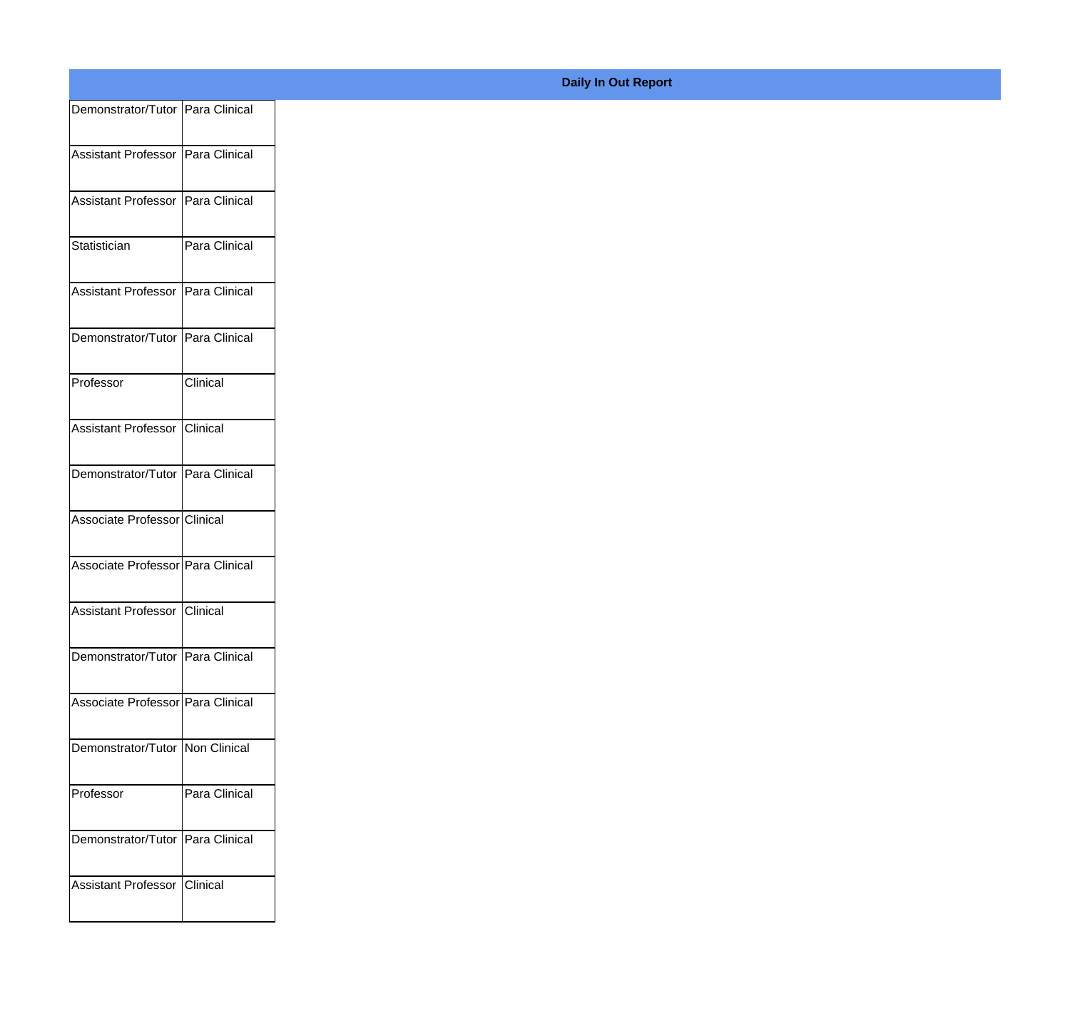**Daily In Out Report**

| | |
|---|---|
| Demonstrator/Tutor | Para Clinical |
| Assistant Professor | Para Clinical |
| Assistant Professor | Para Clinical |
| Statistician | Para Clinical |
| Assistant Professor | Para Clinical |
| Demonstrator/Tutor | Para Clinical |
| Professor | Clinical |
| Assistant Professor | Clinical |
| Demonstrator/Tutor | Para Clinical |
| Associate Professor | Clinical |
| Associate Professor | Para Clinical |
| Assistant Professor | Clinical |
| Demonstrator/Tutor | Para Clinical |
| Associate Professor | Para Clinical |
| Demonstrator/Tutor | Non Clinical |
| Professor | Para Clinical |
| Demonstrator/Tutor | Para Clinical |
| Assistant Professor | Clinical |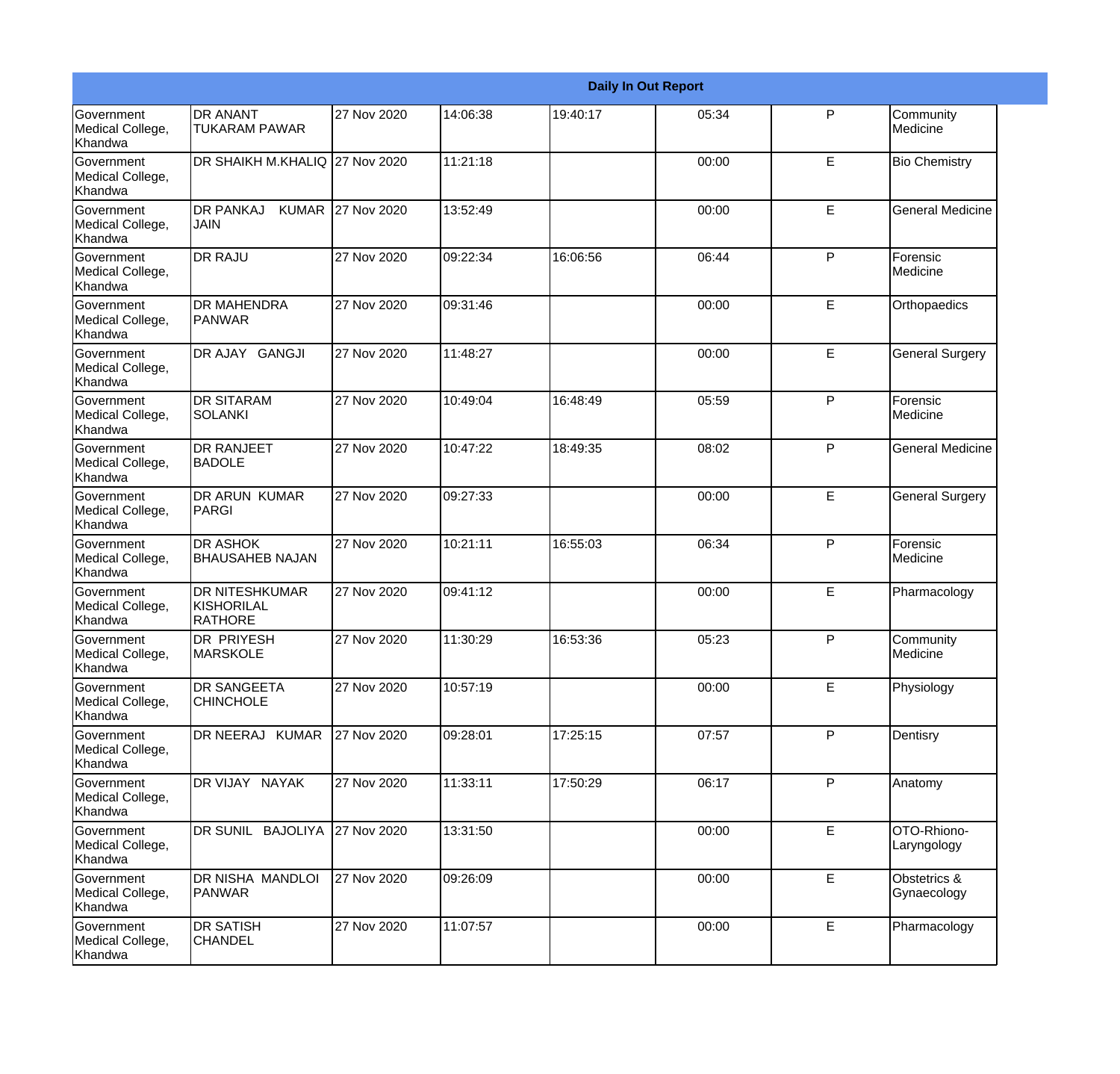| Daily In Out Report | | | | | | | |
|---|---|---|---|---|---|---|---|
| Government Medical College, Khandwa | DR ANANT TUKARAM PAWAR | 27 Nov 2020 | 14:06:38 | 19:40:17 | 05:34 | P | Community Medicine |
| Government Medical College, Khandwa | DR SHAIKH M.KHALIQ | 27 Nov 2020 | 11:21:18 | | 00:00 | E | Bio Chemistry |
| Government Medical College, Khandwa | DR PANKAJ KUMAR JAIN | 27 Nov 2020 | 13:52:49 | | 00:00 | E | General Medicine |
| Government Medical College, Khandwa | DR RAJU | 27 Nov 2020 | 09:22:34 | 16:06:56 | 06:44 | P | Forensic Medicine |
| Government Medical College, Khandwa | DR MAHENDRA PANWAR | 27 Nov 2020 | 09:31:46 | | 00:00 | E | Orthopaedics |
| Government Medical College, Khandwa | DR AJAY GANGJI | 27 Nov 2020 | 11:48:27 | | 00:00 | E | General Surgery |
| Government Medical College, Khandwa | DR SITARAM SOLANKI | 27 Nov 2020 | 10:49:04 | 16:48:49 | 05:59 | P | Forensic Medicine |
| Government Medical College, Khandwa | DR RANJEET BADOLE | 27 Nov 2020 | 10:47:22 | 18:49:35 | 08:02 | P | General Medicine |
| Government Medical College, Khandwa | DR ARUN KUMAR PARGI | 27 Nov 2020 | 09:27:33 | | 00:00 | E | General Surgery |
| Government Medical College, Khandwa | DR ASHOK BHAUSAHEB NAJAN | 27 Nov 2020 | 10:21:11 | 16:55:03 | 06:34 | P | Forensic Medicine |
| Government Medical College, Khandwa | DR NITESHKUMAR KISHORILAL RATHORE | 27 Nov 2020 | 09:41:12 | | 00:00 | E | Pharmacology |
| Government Medical College, Khandwa | DR PRIYESH MARSKOLE | 27 Nov 2020 | 11:30:29 | 16:53:36 | 05:23 | P | Community Medicine |
| Government Medical College, Khandwa | DR SANGEETA CHINCHOLE | 27 Nov 2020 | 10:57:19 | | 00:00 | E | Physiology |
| Government Medical College, Khandwa | DR NEERAJ KUMAR | 27 Nov 2020 | 09:28:01 | 17:25:15 | 07:57 | P | Dentisry |
| Government Medical College, Khandwa | DR VIJAY NAYAK | 27 Nov 2020 | 11:33:11 | 17:50:29 | 06:17 | P | Anatomy |
| Government Medical College, Khandwa | DR SUNIL BAJOLIYA | 27 Nov 2020 | 13:31:50 | | 00:00 | E | OTO-Rhiono-Laryngology |
| Government Medical College, Khandwa | DR NISHA MANDLOI PANWAR | 27 Nov 2020 | 09:26:09 | | 00:00 | E | Obstetrics & Gynaecology |
| Government Medical College, Khandwa | DR SATISH CHANDEL | 27 Nov 2020 | 11:07:57 | | 00:00 | E | Pharmacology |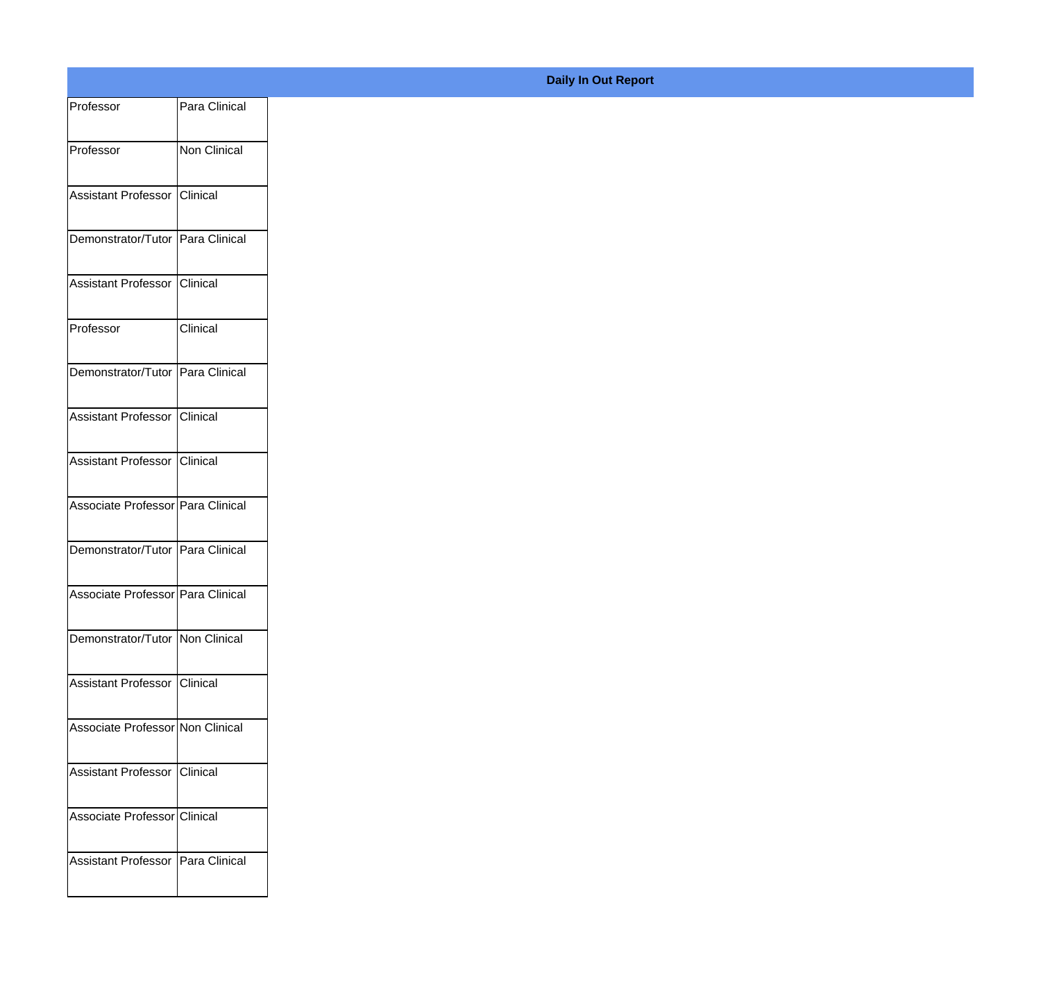**Daily In Out Report**

| | |
|---|---|
| Professor | Para Clinical |
| Professor | Non Clinical |
| Assistant Professor | Clinical |
| Demonstrator/Tutor | Para Clinical |
| Assistant Professor | Clinical |
| Professor | Clinical |
| Demonstrator/Tutor | Para Clinical |
| Assistant Professor | Clinical |
| Assistant Professor | Clinical |
| Associate Professor | Para Clinical |
| Demonstrator/Tutor | Para Clinical |
| Associate Professor | Para Clinical |
| Demonstrator/Tutor | Non Clinical |
| Assistant Professor | Clinical |
| Associate Professor | Non Clinical |
| Assistant Professor | Clinical |
| Associate Professor | Clinical |
| Assistant Professor | Para Clinical |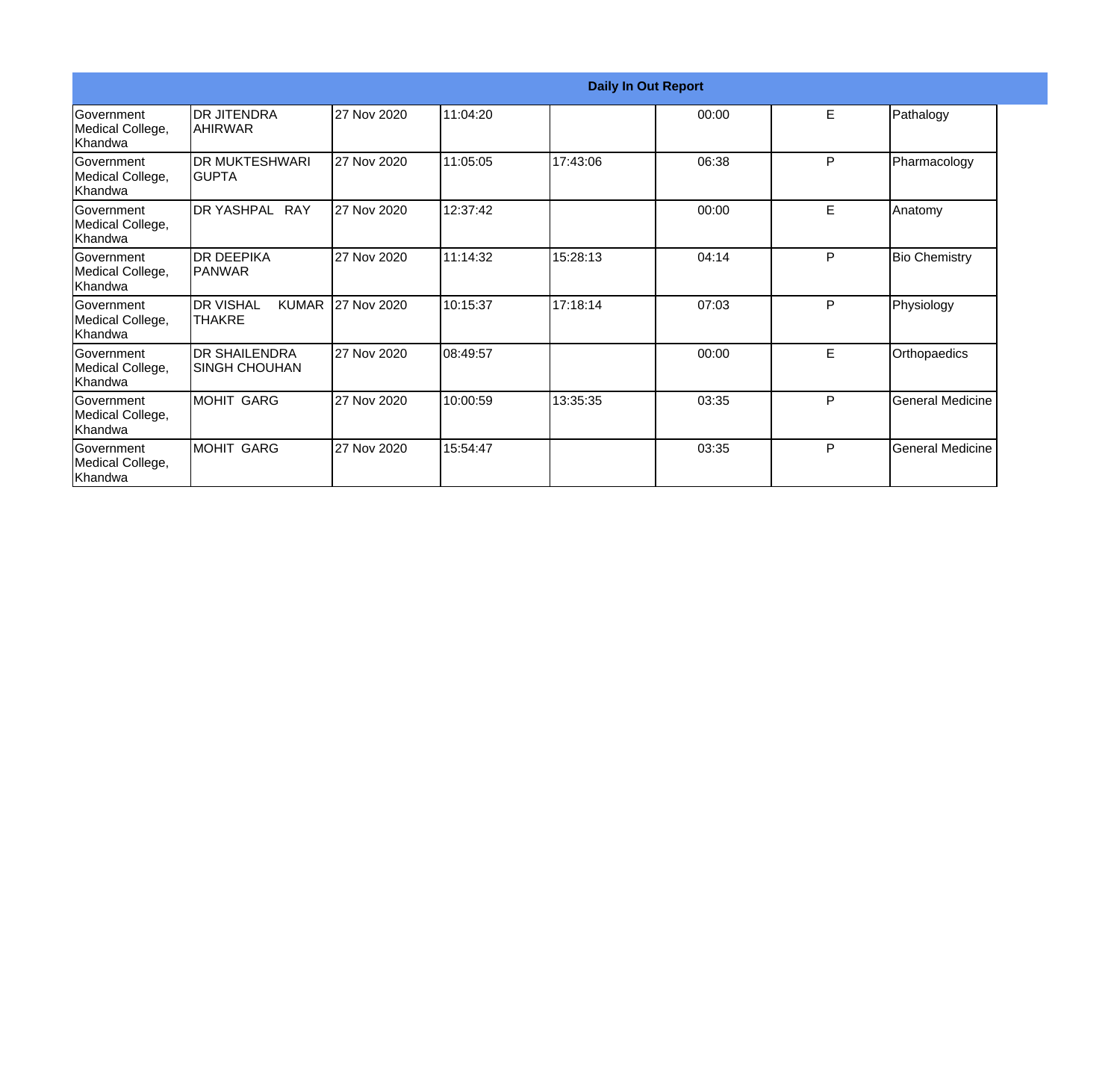| Daily In Out Report | | | | | | | |
|---|---|---|---|---|---|---|---|
| Government Medical College, Khandwa | DR JITENDRA AHIRWAR | 27 Nov 2020 | 11:04:20 | | 00:00 | E | Pathalogy |
| Government Medical College, Khandwa | DR MUKTESHWARI GUPTA | 27 Nov 2020 | 11:05:05 | 17:43:06 | 06:38 | P | Pharmacology |
| Government Medical College, Khandwa | DR YASHPAL RAY | 27 Nov 2020 | 12:37:42 | | 00:00 | E | Anatomy |
| Government Medical College, Khandwa | DR DEEPIKA PANWAR | 27 Nov 2020 | 11:14:32 | 15:28:13 | 04:14 | P | Bio Chemistry |
| Government Medical College, Khandwa | DR VISHAL KUMAR THAKRE | 27 Nov 2020 | 10:15:37 | 17:18:14 | 07:03 | P | Physiology |
| Government Medical College, Khandwa | DR SHAILENDRA SINGH CHOUHAN | 27 Nov 2020 | 08:49:57 | | 00:00 | E | Orthopaedics |
| Government Medical College, Khandwa | MOHIT GARG | 27 Nov 2020 | 10:00:59 | 13:35:35 | 03:35 | P | General Medicine |
| Government Medical College, Khandwa | MOHIT GARG | 27 Nov 2020 | 15:54:47 | | 03:35 | P | General Medicine |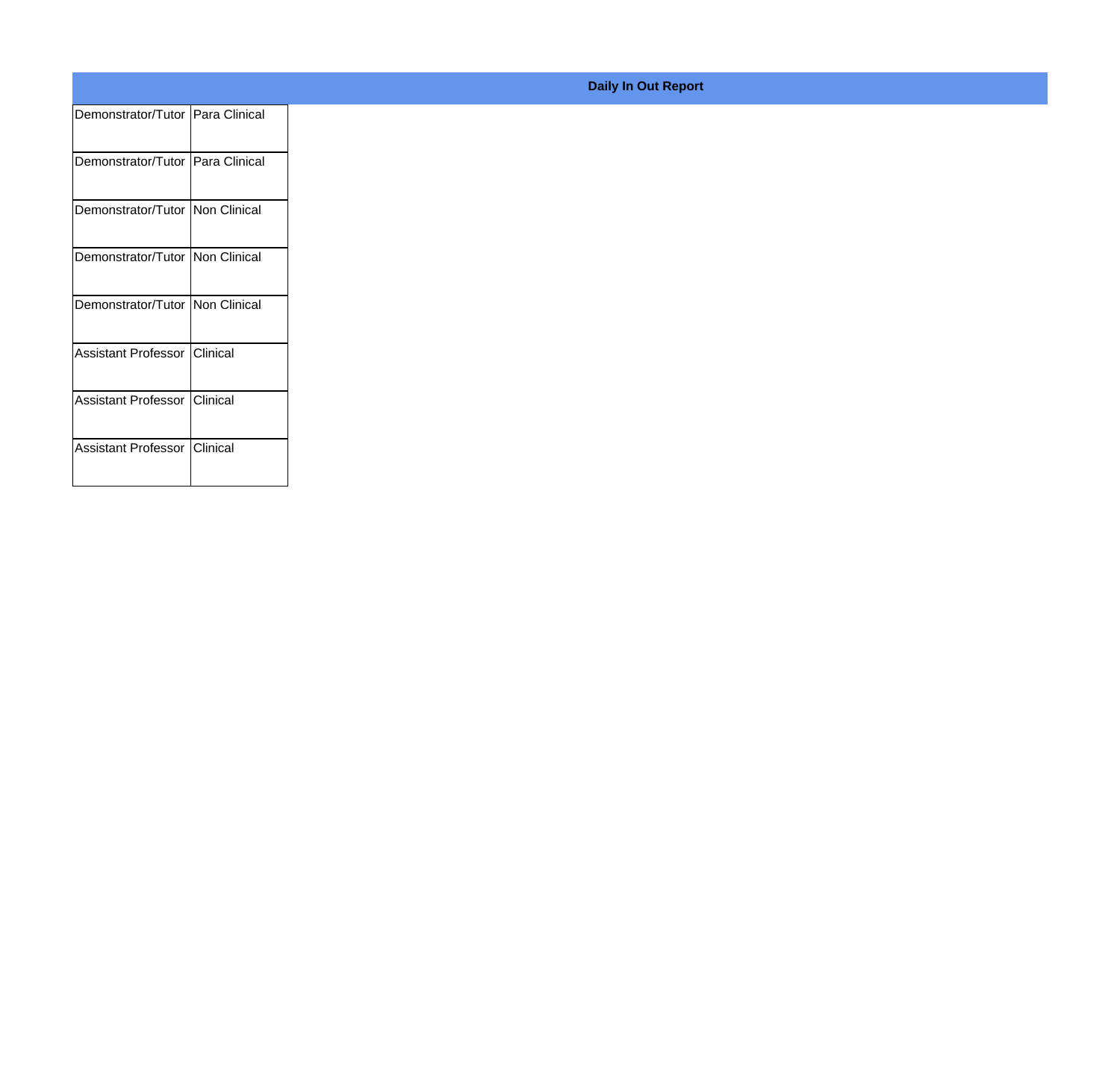**Daily In Out Report**

| | |
|---|---|
| Demonstrator/Tutor | Para Clinical |
| Demonstrator/Tutor | Para Clinical |
| Demonstrator/Tutor | Non Clinical |
| Demonstrator/Tutor | Non Clinical |
| Demonstrator/Tutor | Non Clinical |
| Assistant Professor | Clinical |
| Assistant Professor | Clinical |
| Assistant Professor | Clinical |